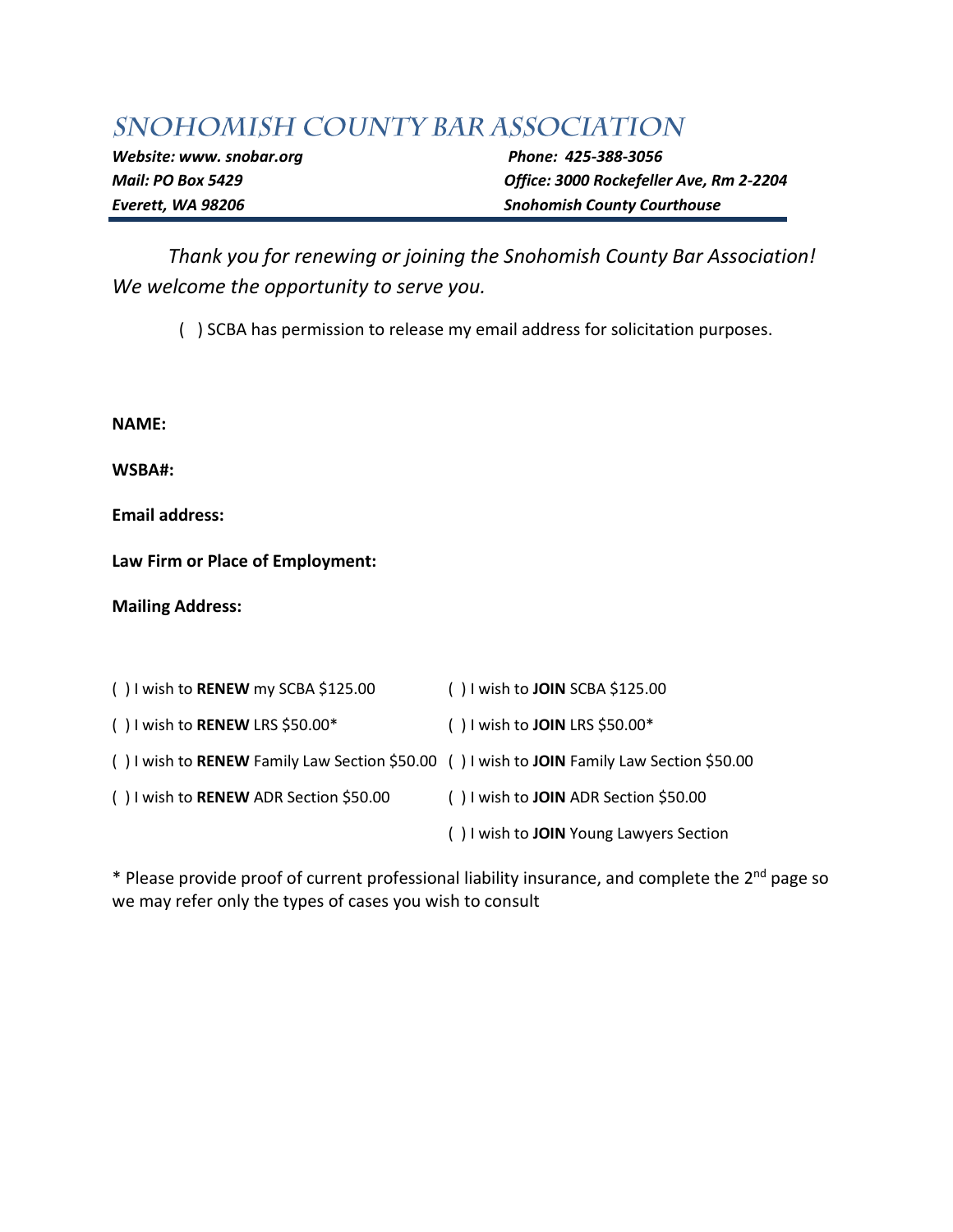# SNOHOMISH COUNTY BAR ASSOCIATION

***Website: www. snobar.org***  
***Mail: PO Box 5429***  
***Everett, WA 98206***

***Phone: 425-388-3056***  
***Office: 3000 Rockefeller Ave, Rm 2-2204***  
***Snohomish County Courthouse***

---

*Thank you for renewing or joining the Snohomish County Bar Association! We welcome the opportunity to serve you.*

( ) SCBA has permission to release my email address for solicitation purposes.

**NAME:**

**WSBA#:**

**Email address:**

**Law Firm or Place of Employment:**

**Mailing Address:**

( ) I wish to **RENEW** my SCBA $125.00

( ) I wish to **RENEW** LRS $50.00*

( ) I wish to **RENEW** Family Law Section $50.00

( ) I wish to **RENEW** ADR Section $50.00

( ) I wish to **JOIN** SCBA $125.00

( ) I wish to **JOIN** LRS $50.00*

( ) I wish to **JOIN** Family Law Section $50.00

( ) I wish to **JOIN** ADR Section $50.00

( ) I wish to **JOIN** Young Lawyers Section

* Please provide proof of current professional liability insurance, and complete the 2nd page so we may refer only the types of cases you wish to consult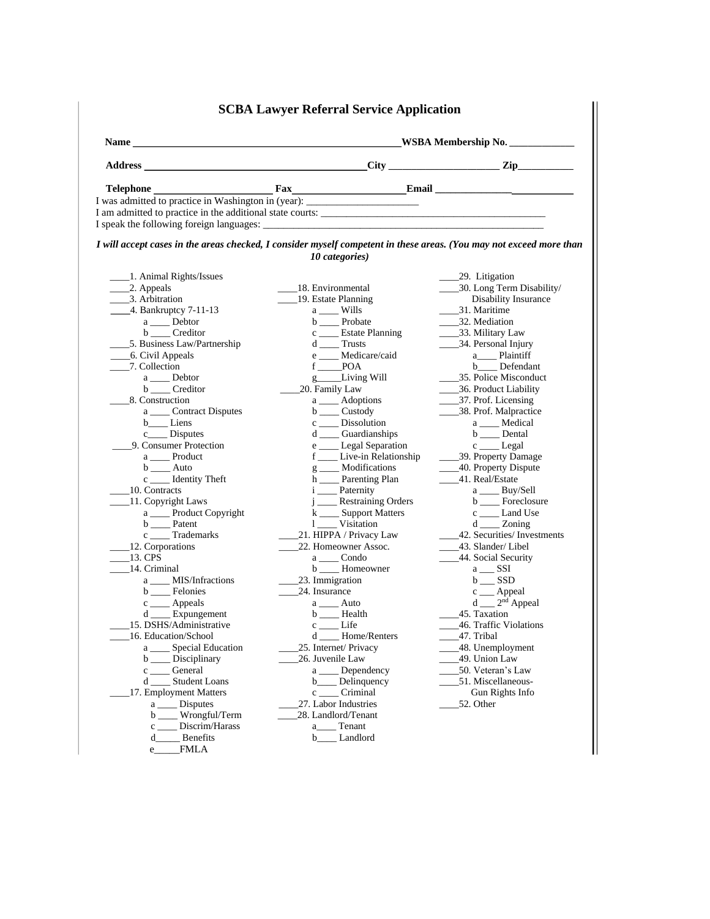# SCBA Lawyer Referral Service Application

**Name** ______________________________________________________**WSBA Membership No.** _____________

**Address** ____________________________________________**City** ______________________ **Zip**___________

**Telephone** _______________________ **Fax**______________________**Email** ____________________________

I was admitted to practice in Washington in (year): ______________________

I am admitted to practice in the additional state courts: ____________________________________________

I speak the following foreign languages: ______________________________________________________

***I will accept cases in the areas checked, I consider myself competent in these areas. (You may not exceed more than 10 categories)***

____1. Animal Rights/Issues
____2. Appeals
____3. Arbitration
____4. Bankruptcy 7-11-13
- a ____ Debtor
- b ____ Creditor

____5. Business Law/Partnership
____6. Civil Appeals
____7. Collection
- a ____ Debtor
- b ____ Creditor

____8. Construction
- a ____ Contract Disputes
- b____ Liens
- c____ Disputes

____9. Consumer Protection
- a ____ Product
- b ____ Auto
- c ____ Identity Theft

____10. Contracts
____11. Copyright Laws
- a ____ Product Copyright
- b ____ Patent
- c ____ Trademarks

____12. Corporations
____13. CPS
____14. Criminal
- a ____ MIS/Infractions
- b ____ Felonies
- c ____ Appeals
- d ____ Expungement

____15. DSHS/Administrative
____16. Education/School
- a ____ Special Education
- b ____ Disciplinary
- c ____ General
- d ____ Student Loans

____17. Employment Matters
- a ____ Disputes
- b ____ Wrongful/Term
- c ____ Discrim/Harass
- d_____ Benefits
- e_____FMLA

____18. Environmental
____19. Estate Planning
- a ____ Wills
- b ____ Probate
- c ____ Estate Planning
- d ____ Trusts
- e ____ Medicare/caid
- f _____POA
- g_____Living Will

____20. Family Law
- a ____ Adoptions
- b ____ Custody
- c ____ Dissolution
- d ____ Guardianships
- e ____ Legal Separation
- f ____ Live-in Relationship
- g ____ Modifications
- h ____ Parenting Plan
- i ____ Paternity
- j ____ Restraining Orders
- k ____ Support Matters
- l ____ Visitation

____21. HIPPA / Privacy Law
____22. Homeowner Assoc.
- a ____ Condo
- b ____ Homeowner

____23. Immigration
____24. Insurance
- a ____ Auto
- b ____ Health
- c ____ Life
- d ____ Home/Renters

____25. Internet/ Privacy
____26. Juvenile Law
- a ____ Dependency
- b____ Delinquency
- c ____ Criminal

____27. Labor Industries
____28. Landlord/Tenant
- a____ Tenant
- b____ Landlord

____29. Litigation
____30. Long Term Disability/ Disability Insurance
____31. Maritime
____32. Mediation
____33. Military Law
____34. Personal Injury
- a____ Plaintiff
- b____ Defendant

____35. Police Misconduct
____36. Product Liability
____37. Prof. Licensing
____38. Prof. Malpractice
- a ____ Medical
- b ____ Dental
- c ____ Legal

____39. Property Damage
____40. Property Dispute
____41. Real/Estate
- a ____ Buy/Sell
- b ____ Foreclosure
- c ____ Land Use
- d ____ Zoning

____42. Securities/ Investments
____43. Slander/ Libel
____44. Social Security
- a ___ SSI
- b ___ SSD
- c ___ Appeal
- d ___ 2nd Appeal

____45. Taxation
____46. Traffic Violations
____47. Tribal
____48. Unemployment
____49. Union Law
____50. Veteran's Law
____51. Miscellaneous- Gun Rights Info
____52. Other